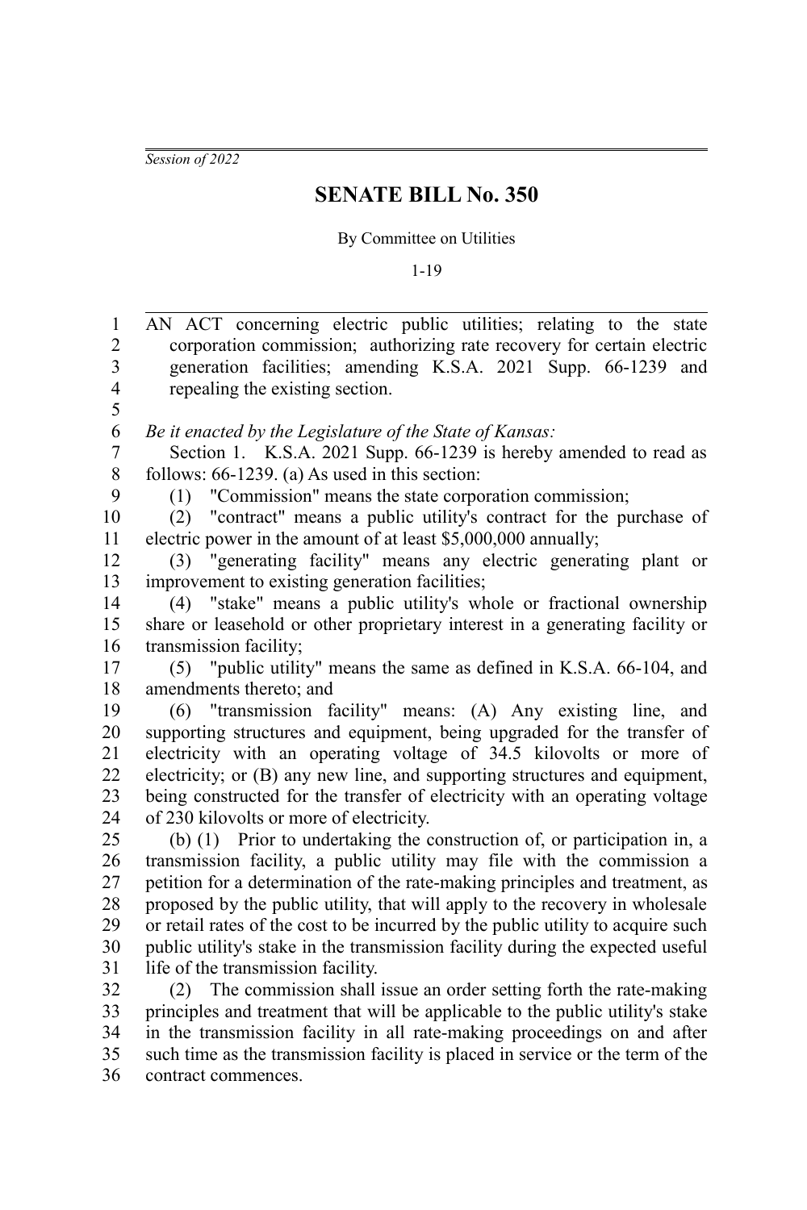*Session of 2022*

# SENATE BILL No. 350

By Committee on Utilities

1-19

AN ACT concerning electric public utilities; relating to the state corporation commission; authorizing rate recovery for certain electric generation facilities; amending K.S.A. 2021 Supp. 66-1239 and repealing the existing section.

*Be it enacted by the Legislature of the State of Kansas:*

Section 1. K.S.A. 2021 Supp. 66-1239 is hereby amended to read as follows: 66-1239. (a) As used in this section:

(1) "Commission" means the state corporation commission;

(2) "contract" means a public utility's contract for the purchase of electric power in the amount of at least $5,000,000 annually;

(3) "generating facility" means any electric generating plant or improvement to existing generation facilities;

(4) "stake" means a public utility's whole or fractional ownership share or leasehold or other proprietary interest in a generating facility or transmission facility;

(5) "public utility" means the same as defined in K.S.A. 66-104, and amendments thereto; and

(6) "transmission facility" means: (A) Any existing line, and supporting structures and equipment, being upgraded for the transfer of electricity with an operating voltage of 34.5 kilovolts or more of electricity; or (B) any new line, and supporting structures and equipment, being constructed for the transfer of electricity with an operating voltage of 230 kilovolts or more of electricity.

(b) (1) Prior to undertaking the construction of, or participation in, a transmission facility, a public utility may file with the commission a petition for a determination of the rate-making principles and treatment, as proposed by the public utility, that will apply to the recovery in wholesale or retail rates of the cost to be incurred by the public utility to acquire such public utility's stake in the transmission facility during the expected useful life of the transmission facility.

(2) The commission shall issue an order setting forth the rate-making principles and treatment that will be applicable to the public utility's stake in the transmission facility in all rate-making proceedings on and after such time as the transmission facility is placed in service or the term of the contract commences.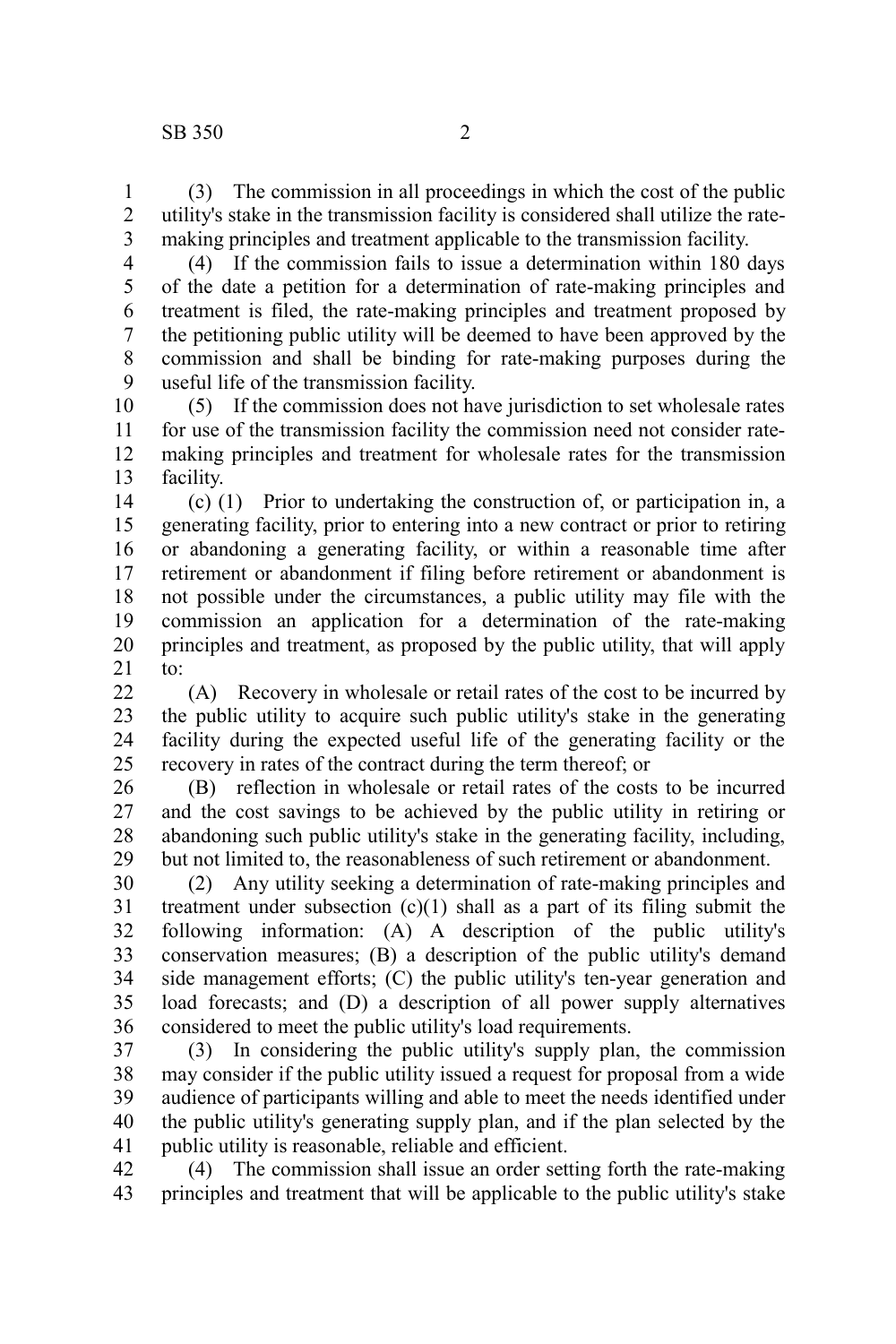(3) The commission in all proceedings in which the cost of the public utility's stake in the transmission facility is considered shall utilize the rate-making principles and treatment applicable to the transmission facility.

(4) If the commission fails to issue a determination within 180 days of the date a petition for a determination of rate-making principles and treatment is filed, the rate-making principles and treatment proposed by the petitioning public utility will be deemed to have been approved by the commission and shall be binding for rate-making purposes during the useful life of the transmission facility.

(5) If the commission does not have jurisdiction to set wholesale rates for use of the transmission facility the commission need not consider rate-making principles and treatment for wholesale rates for the transmission facility.

(c) (1) Prior to undertaking the construction of, or participation in, a generating facility, prior to entering into a new contract or prior to retiring or abandoning a generating facility, or within a reasonable time after retirement or abandonment if filing before retirement or abandonment is not possible under the circumstances, a public utility may file with the commission an application for a determination of the rate-making principles and treatment, as proposed by the public utility, that will apply to:

(A) Recovery in wholesale or retail rates of the cost to be incurred by the public utility to acquire such public utility's stake in the generating facility during the expected useful life of the generating facility or the recovery in rates of the contract during the term thereof; or

(B) reflection in wholesale or retail rates of the costs to be incurred and the cost savings to be achieved by the public utility in retiring or abandoning such public utility's stake in the generating facility, including, but not limited to, the reasonableness of such retirement or abandonment.

(2) Any utility seeking a determination of rate-making principles and treatment under subsection (c)(1) shall as a part of its filing submit the following information: (A) A description of the public utility's conservation measures; (B) a description of the public utility's demand side management efforts; (C) the public utility's ten-year generation and load forecasts; and (D) a description of all power supply alternatives considered to meet the public utility's load requirements.

(3) In considering the public utility's supply plan, the commission may consider if the public utility issued a request for proposal from a wide audience of participants willing and able to meet the needs identified under the public utility's generating supply plan, and if the plan selected by the public utility is reasonable, reliable and efficient.

(4) The commission shall issue an order setting forth the rate-making principles and treatment that will be applicable to the public utility's stake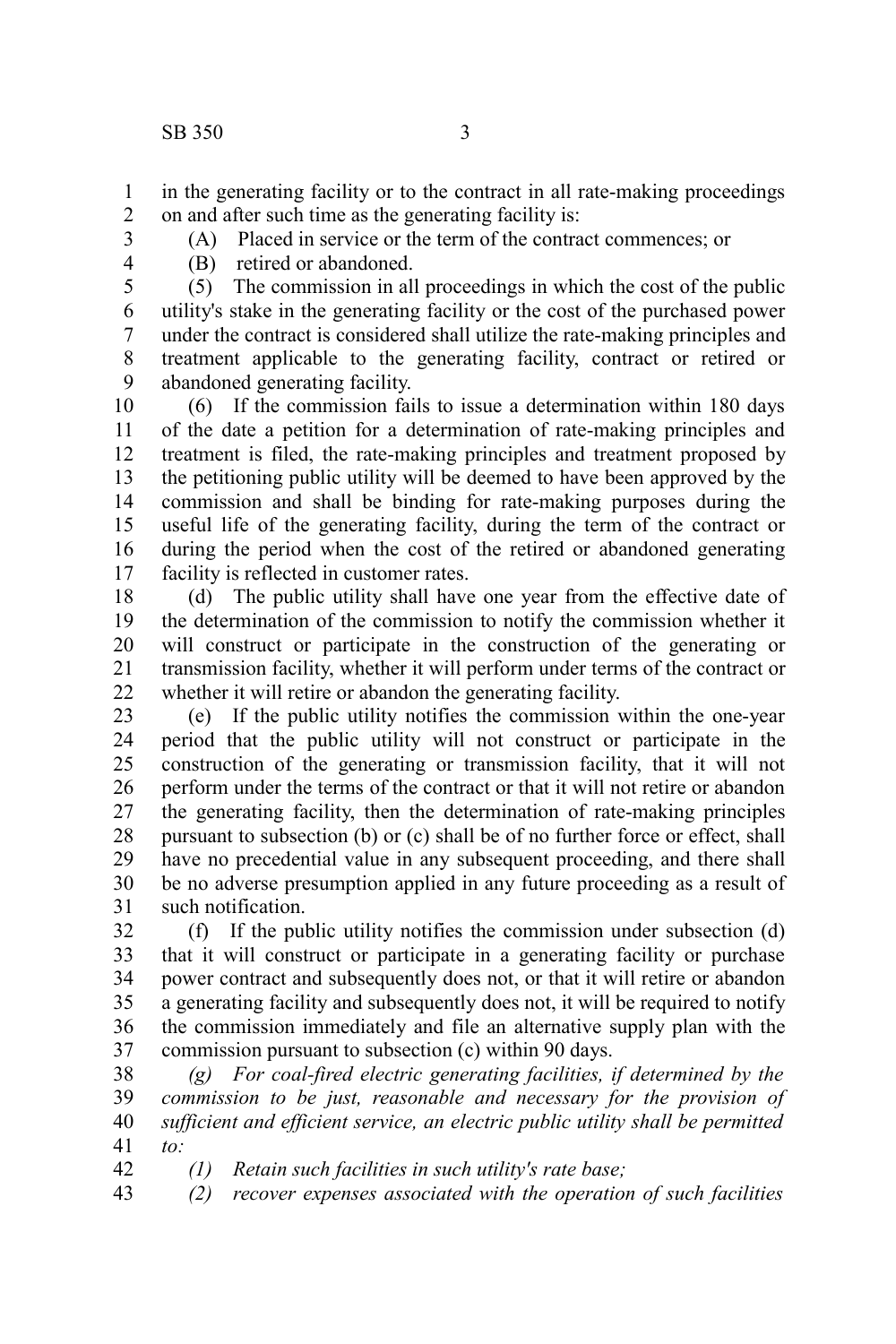in the generating facility or to the contract in all rate-making proceedings on and after such time as the generating facility is:

(A) Placed in service or the term of the contract commences; or

(B) retired or abandoned.

(5) The commission in all proceedings in which the cost of the public utility's stake in the generating facility or the cost of the purchased power under the contract is considered shall utilize the rate-making principles and treatment applicable to the generating facility, contract or retired or abandoned generating facility.

(6) If the commission fails to issue a determination within 180 days of the date a petition for a determination of rate-making principles and treatment is filed, the rate-making principles and treatment proposed by the petitioning public utility will be deemed to have been approved by the commission and shall be binding for rate-making purposes during the useful life of the generating facility, during the term of the contract or during the period when the cost of the retired or abandoned generating facility is reflected in customer rates.

(d) The public utility shall have one year from the effective date of the determination of the commission to notify the commission whether it will construct or participate in the construction of the generating or transmission facility, whether it will perform under terms of the contract or whether it will retire or abandon the generating facility.

(e) If the public utility notifies the commission within the one-year period that the public utility will not construct or participate in the construction of the generating or transmission facility, that it will not perform under the terms of the contract or that it will not retire or abandon the generating facility, then the determination of rate-making principles pursuant to subsection (b) or (c) shall be of no further force or effect, shall have no precedential value in any subsequent proceeding, and there shall be no adverse presumption applied in any future proceeding as a result of such notification.

(f) If the public utility notifies the commission under subsection (d) that it will construct or participate in a generating facility or purchase power contract and subsequently does not, or that it will retire or abandon a generating facility and subsequently does not, it will be required to notify the commission immediately and file an alternative supply plan with the commission pursuant to subsection (c) within 90 days.

*(g) For coal-fired electric generating facilities, if determined by the commission to be just, reasonable and necessary for the provision of sufficient and efficient service, an electric public utility shall be permitted to:*

*(1) Retain such facilities in such utility's rate base;*

*(2) recover expenses associated with the operation of such facilities*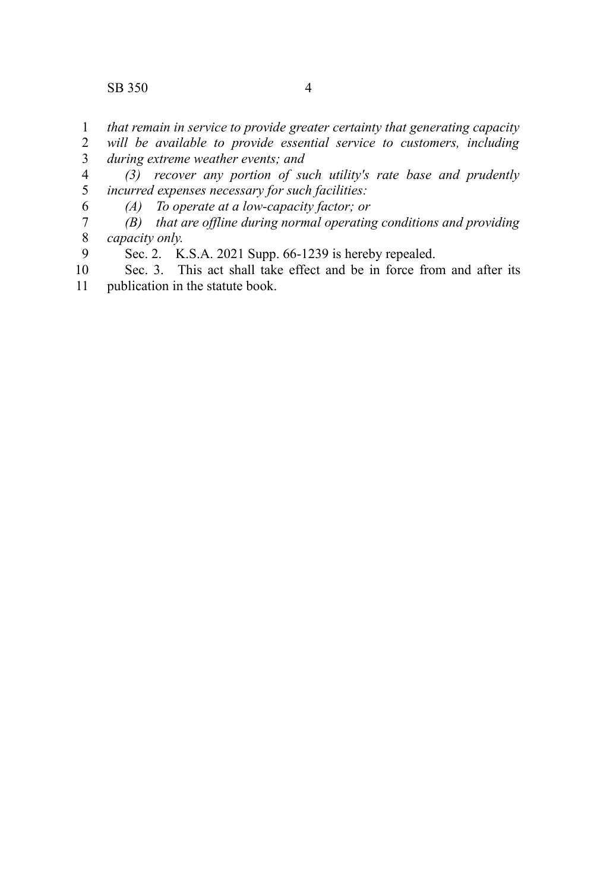*that remain in service to provide greater certainty that generating capacity will be available to provide essential service to customers, including during extreme weather events; and*

*(3) recover any portion of such utility's rate base and prudently incurred expenses necessary for such facilities:*

*(A) To operate at a low-capacity factor; or*

*(B) that are offline during normal operating conditions and providing capacity only.*

Sec. 2. K.S.A. 2021 Supp. 66-1239 is hereby repealed.

Sec. 3. This act shall take effect and be in force from and after its publication in the statute book.